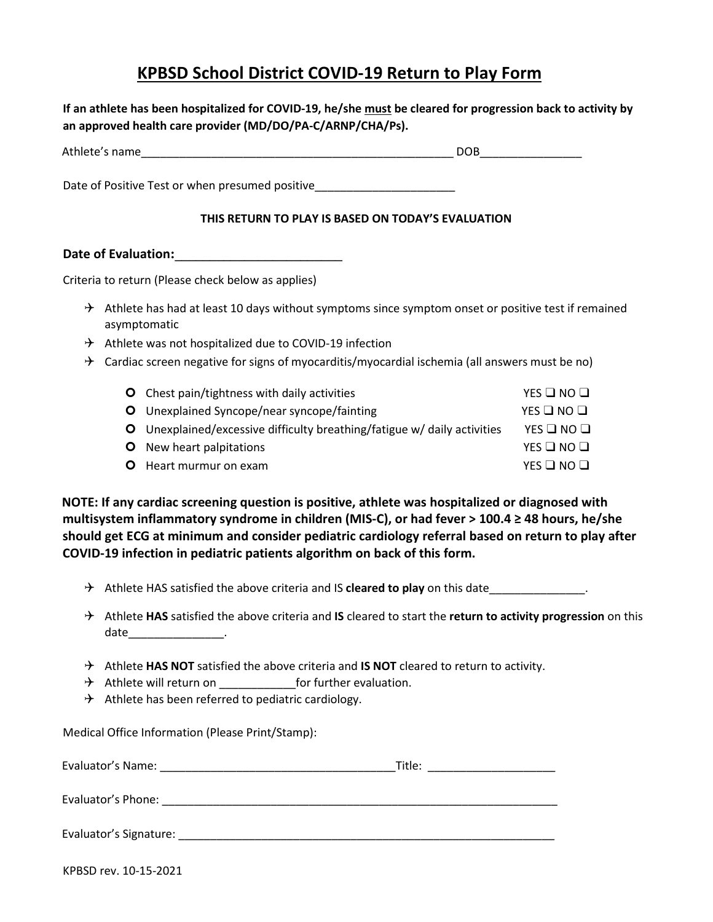# KPBSD School District COVID-19 Return to Play Form

**If an athlete has been hospitalized for COVID-19, he/she must be cleared for progression back to activity by an approved health care provider (MD/DO/PA-C/ARNP/CHA/Ps).**

Athlete's name___________________________________________________ DOB________________

Date of Positive Test or when presumed positive______________________

**THIS RETURN TO PLAY IS BASED ON TODAY'S EVALUATION**

**Date of Evaluation:**_________________________

Criteria to return (Please check below as applies)

- ✈ Athlete has had at least 10 days without symptoms since symptom onset or positive test if remained asymptomatic
- ✈ Athlete was not hospitalized due to COVID-19 infection
- ✈ Cardiac screen negative for signs of myocarditis/myocardial ischemia (all answers must be no)

| | |
|---|---|
| ○ Chest pain/tightness with daily activities | YES ❑ NO ❑ |
| ○ Unexplained Syncope/near syncope/fainting | YES ❑ NO ❑ |
| ○ Unexplained/excessive difficulty breathing/fatigue w/ daily activities | YES ❑ NO ❑ |
| ○ New heart palpitations | YES ❑ NO ❑ |
| ○ Heart murmur on exam | YES ❑ NO ❑ |

**NOTE: If any cardiac screening question is positive, athlete was hospitalized or diagnosed with multisystem inflammatory syndrome in children (MIS-C), or had fever > 100.4 ≥ 48 hours, he/she should get ECG at minimum and consider pediatric cardiology referral based on return to play after COVID-19 infection in pediatric patients algorithm on back of this form.**

- ✈ Athlete HAS satisfied the above criteria and IS **cleared to play** on this date_______________.
- ✈ Athlete **HAS** satisfied the above criteria and **IS** cleared to start the **return to activity progression** on this date_______________.
- ✈ Athlete **HAS NOT** satisfied the above criteria and **IS NOT** cleared to return to activity.
- ✈ Athlete will return on ____________for further evaluation.
- ✈ Athlete has been referred to pediatric cardiology.

Medical Office Information (Please Print/Stamp):

Evaluator's Name: _____________________________________Title: ____________________

Evaluator's Phone: _________________________________________________________________

Evaluator's Signature: ______________________________________________________________

KPBSD rev. 10-15-2021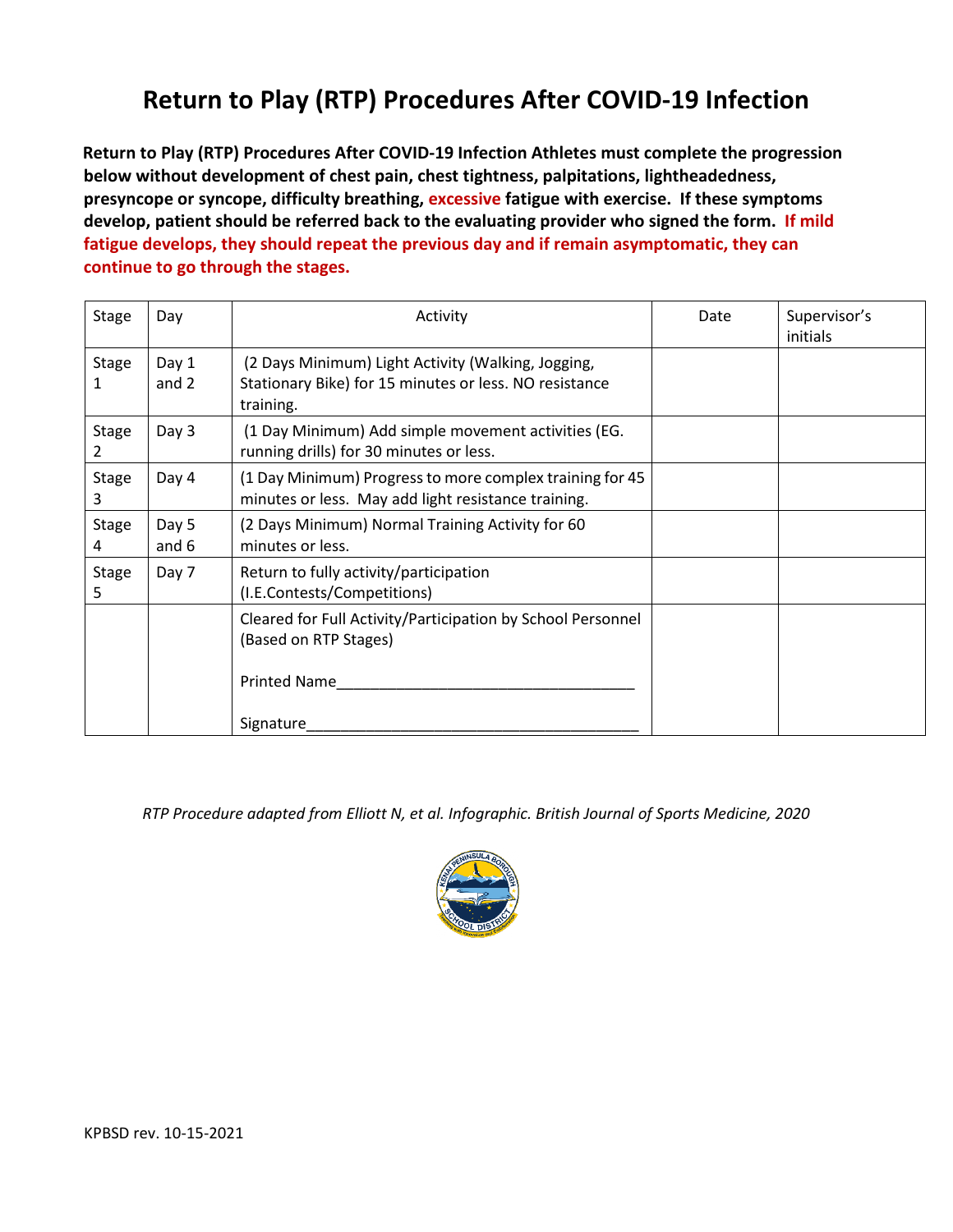# Return to Play (RTP) Procedures After COVID-19 Infection

**Return to Play (RTP) Procedures After COVID-19 Infection Athletes must complete the progression below without development of chest pain, chest tightness, palpitations, lightheadedness, presyncope or syncope, difficulty breathing, excessive fatigue with exercise. If these symptoms develop, patient should be referred back to the evaluating provider who signed the form. If mild fatigue develops, they should repeat the previous day and if remain asymptomatic, they can continue to go through the stages.**

| Stage | Day | Activity | Date | Supervisor's initials |
|---|---|---|---|---|
| Stage 1 | Day 1 and 2 | (2 Days Minimum) Light Activity (Walking, Jogging, Stationary Bike) for 15 minutes or less. NO resistance training. | | |
| Stage 2 | Day 3 | (1 Day Minimum) Add simple movement activities (EG. running drills) for 30 minutes or less. | | |
| Stage 3 | Day 4 | (1 Day Minimum) Progress to more complex training for 45 minutes or less. May add light resistance training. | | |
| Stage 4 | Day 5 and 6 | (2 Days Minimum) Normal Training Activity for 60 minutes or less. | | |
| Stage 5 | Day 7 | Return to fully activity/participation (I.E.Contests/Competitions) | | |
| | | Cleared for Full Activity/Participation by School Personnel (Based on RTP Stages)<br><br>Printed Name____________________________________<br><br>Signature________________________________________ | | |

*RTP Procedure adapted from Elliott N, et al. Infographic. British Journal of Sports Medicine, 2020*

KPBSD rev. 10-15-2021